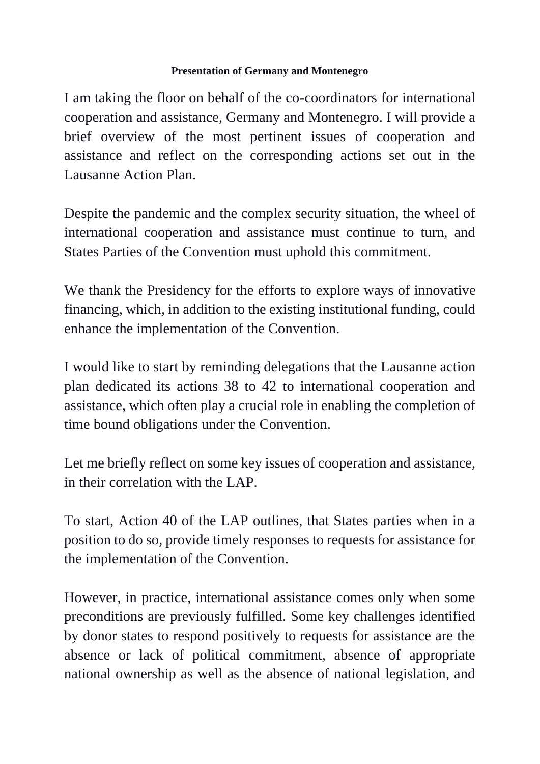**Presentation of Germany and Montenegro**

I am taking the floor on behalf of the co-coordinators for international cooperation and assistance, Germany and Montenegro. I will provide a brief overview of the most pertinent issues of cooperation and assistance and reflect on the corresponding actions set out in the Lausanne Action Plan.

Despite the pandemic and the complex security situation, the wheel of international cooperation and assistance must continue to turn, and States Parties of the Convention must uphold this commitment.

We thank the Presidency for the efforts to explore ways of innovative financing, which, in addition to the existing institutional funding, could enhance the implementation of the Convention.

I would like to start by reminding delegations that the Lausanne action plan dedicated its actions 38 to 42 to international cooperation and assistance, which often play a crucial role in enabling the completion of time bound obligations under the Convention.

Let me briefly reflect on some key issues of cooperation and assistance, in their correlation with the LAP.

To start, Action 40 of the LAP outlines, that States parties when in a position to do so, provide timely responses to requests for assistance for the implementation of the Convention.

However, in practice, international assistance comes only when some preconditions are previously fulfilled. Some key challenges identified by donor states to respond positively to requests for assistance are the absence or lack of political commitment, absence of appropriate national ownership as well as the absence of national legislation, and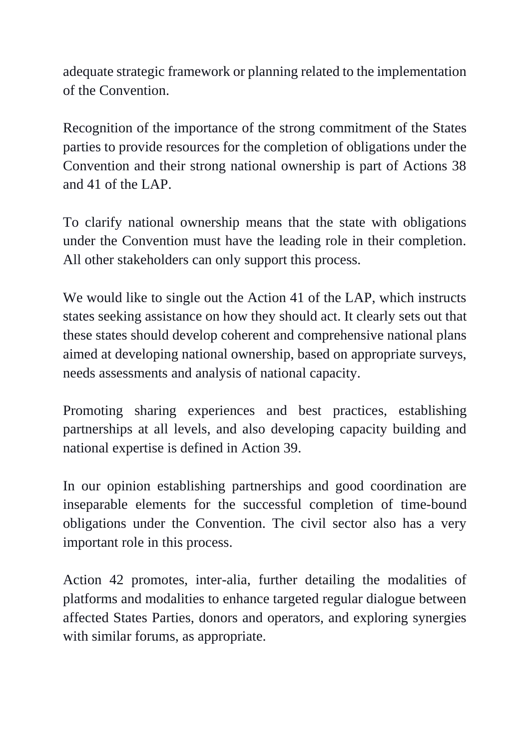adequate strategic framework or planning related to the implementation of the Convention.

Recognition of the importance of the strong commitment of the States parties to provide resources for the completion of obligations under the Convention and their strong national ownership is part of Actions 38 and 41 of the LAP.

To clarify national ownership means that the state with obligations under the Convention must have the leading role in their completion. All other stakeholders can only support this process.

We would like to single out the Action 41 of the LAP, which instructs states seeking assistance on how they should act. It clearly sets out that these states should develop coherent and comprehensive national plans aimed at developing national ownership, based on appropriate surveys, needs assessments and analysis of national capacity.

Promoting sharing experiences and best practices, establishing partnerships at all levels, and also developing capacity building and national expertise is defined in Action 39.

In our opinion establishing partnerships and good coordination are inseparable elements for the successful completion of time-bound obligations under the Convention. The civil sector also has a very important role in this process.

Action 42 promotes, inter-alia, further detailing the modalities of platforms and modalities to enhance targeted regular dialogue between affected States Parties, donors and operators, and exploring synergies with similar forums, as appropriate.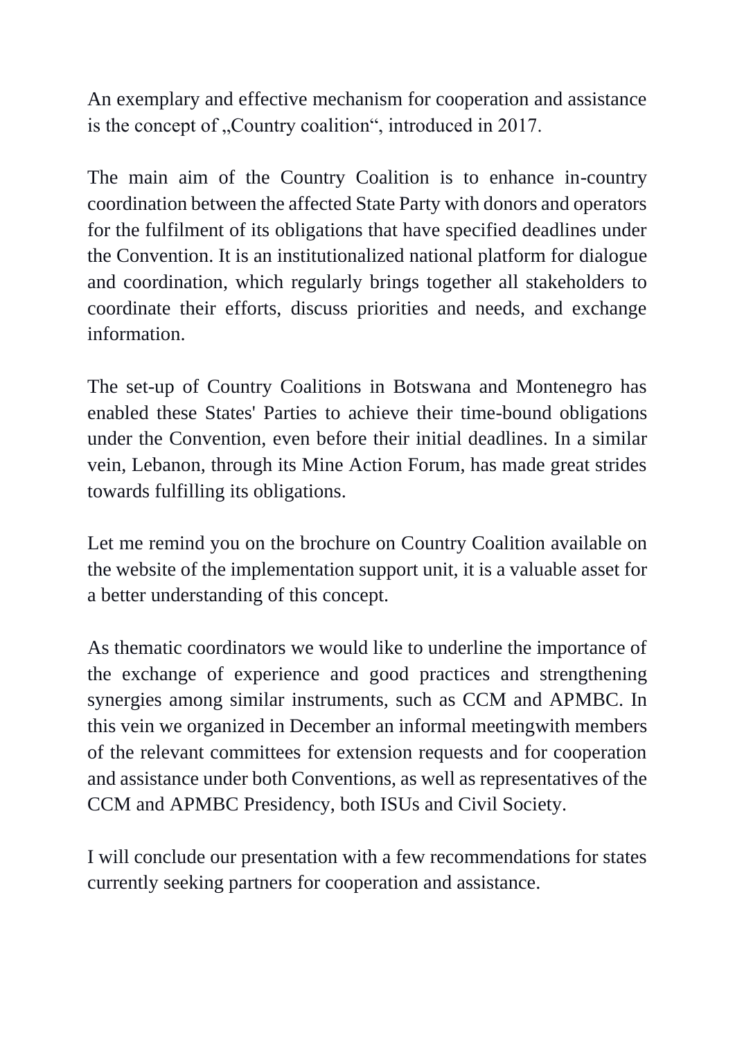An exemplary and effective mechanism for cooperation and assistance is the concept of „Country coalition“, introduced in 2017.

The main aim of the Country Coalition is to enhance in-country coordination between the affected State Party with donors and operators for the fulfilment of its obligations that have specified deadlines under the Convention. It is an institutionalized national platform for dialogue and coordination, which regularly brings together all stakeholders to coordinate their efforts, discuss priorities and needs, and exchange information.

The set-up of Country Coalitions in Botswana and Montenegro has enabled these States' Parties to achieve their time-bound obligations under the Convention, even before their initial deadlines. In a similar vein, Lebanon, through its Mine Action Forum, has made great strides towards fulfilling its obligations.

Let me remind you on the brochure on Country Coalition available on the website of the implementation support unit, it is a valuable asset for a better understanding of this concept.

As thematic coordinators we would like to underline the importance of the exchange of experience and good practices and strengthening synergies among similar instruments, such as CCM and APMBC. In this vein we organized in December an informal meetingwith members of the relevant committees for extension requests and for cooperation and assistance under both Conventions, as well as representatives of the CCM and APMBC Presidency, both ISUs and Civil Society.

I will conclude our presentation with a few recommendations for states currently seeking partners for cooperation and assistance.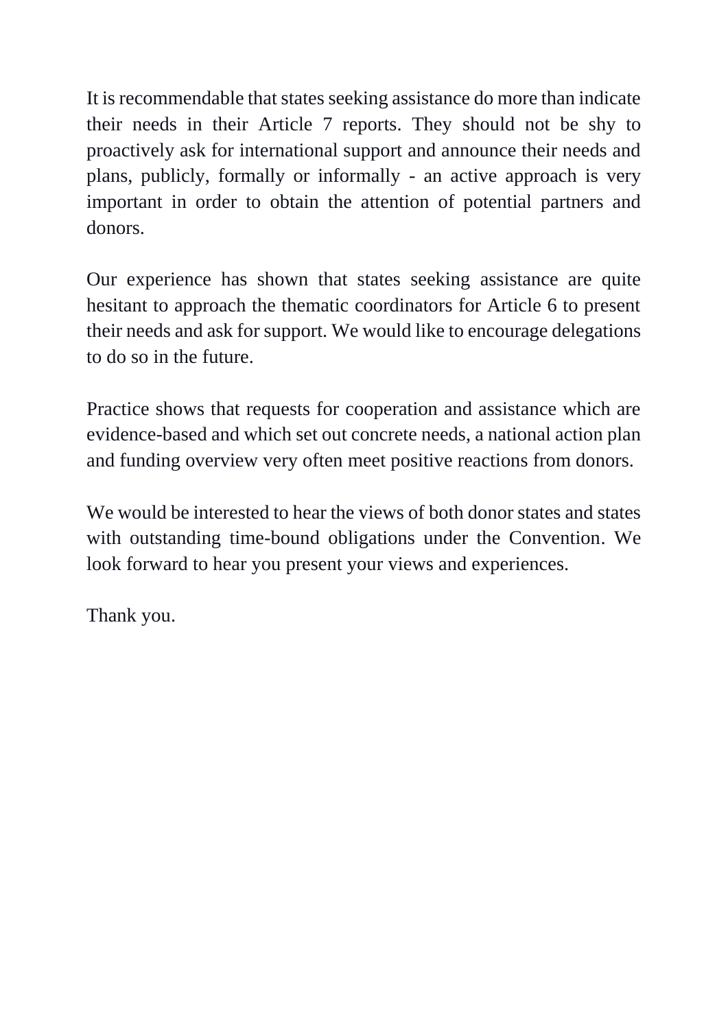It is recommendable that states seeking assistance do more than indicate their needs in their Article 7 reports. They should not be shy to proactively ask for international support and announce their needs and plans, publicly, formally or informally - an active approach is very important in order to obtain the attention of potential partners and donors.

Our experience has shown that states seeking assistance are quite hesitant to approach the thematic coordinators for Article 6 to present their needs and ask for support. We would like to encourage delegations to do so in the future.

Practice shows that requests for cooperation and assistance which are evidence-based and which set out concrete needs, a national action plan and funding overview very often meet positive reactions from donors.

We would be interested to hear the views of both donor states and states with outstanding time-bound obligations under the Convention. We look forward to hear you present your views and experiences.

Thank you.